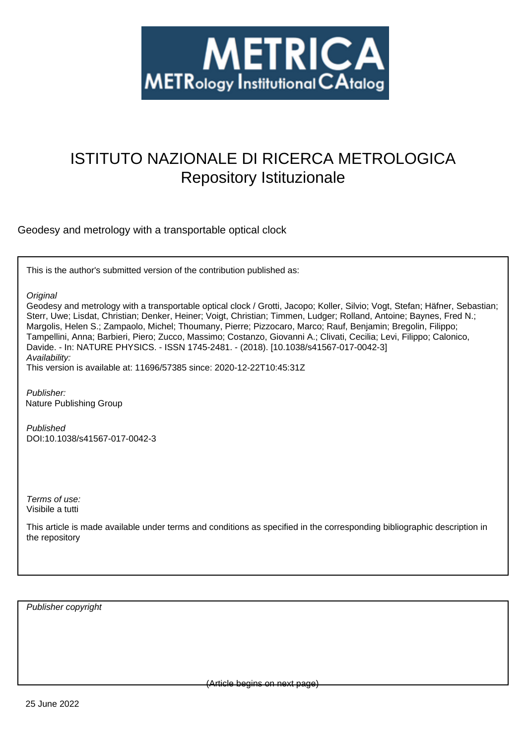# ISTITUTO NAZIONALE DI RICERCA METROLOGICA
## Repository Istituzionale

Geodesy and metrology with a transportable optical clock

This is the author's submitted version of the contribution published as:

*Original*
Geodesy and metrology with a transportable optical clock / Grotti, Jacopo; Koller, Silvio; Vogt, Stefan; Häfner, Sebastian; Sterr, Uwe; Lisdat, Christian; Denker, Heiner; Voigt, Christian; Timmen, Ludger; Rolland, Antoine; Baynes, Fred N.; Margolis, Helen S.; Zampaolo, Michel; Thoumany, Pierre; Pizzocaro, Marco; Rauf, Benjamin; Bregolin, Filippo; Tampellini, Anna; Barbieri, Piero; Zucco, Massimo; Costanzo, Giovanni A.; Clivati, Cecilia; Levi, Filippo; Calonico, Davide. - In: NATURE PHYSICS. - ISSN 1745-2481. - (2018). [10.1038/s41567-017-0042-3]
*Availability:*
This version is available at: 11696/57385 since: 2020-12-22T10:45:31Z

*Publisher:*
Nature Publishing Group

*Published*
DOI:10.1038/s41567-017-0042-3

*Terms of use:*
Visibile a tutti

This article is made available under terms and conditions as specified in the corresponding bibliographic description in the repository

*Publisher copyright*

(Article begins on next page)

25 June 2022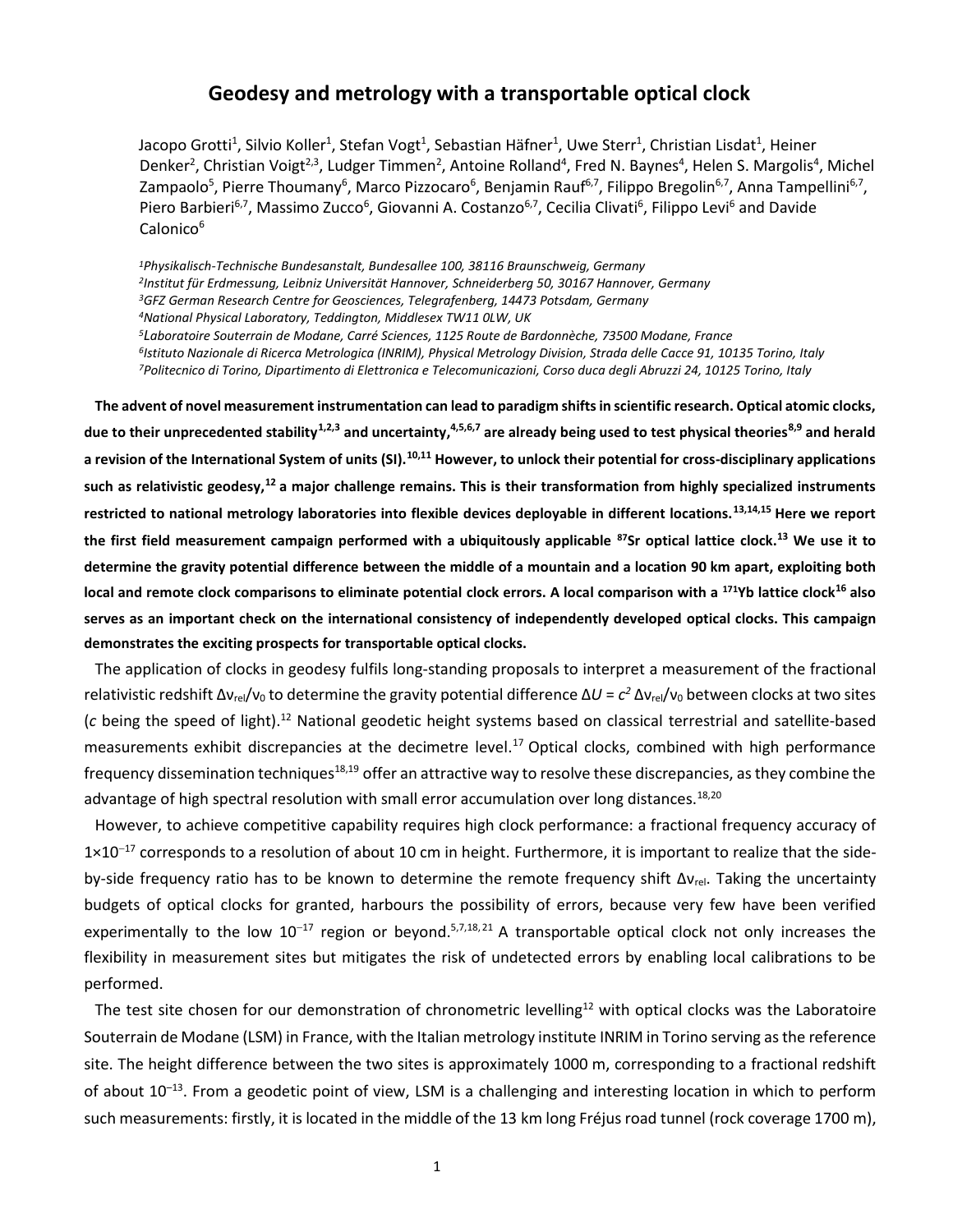# Geodesy and metrology with a transportable optical clock

Jacopo Grotti[1], Silvio Koller[1], Stefan Vogt[1], Sebastian Häfner[1], Uwe Sterr[1], Christian Lisdat[1], Heiner Denker[2], Christian Voigt[2,3], Ludger Timmen[2], Antoine Rolland[4], Fred N. Baynes[4], Helen S. Margolis[4], Michel Zampaolo[5], Pierre Thoumany[6], Marco Pizzocaro[6], Benjamin Rauf[6,7], Filippo Bregolin[6,7], Anna Tampellini[6,7], Piero Barbieri[6,7], Massimo Zucco[6], Giovanni A. Costanzo[6,7], Cecilia Clivati[6], Filippo Levi[6] and Davide Calonico[6]

*[1]Physikalisch-Technische Bundesanstalt, Bundesallee 100, 38116 Braunschweig, Germany*
*[2]Institut für Erdmessung, Leibniz Universität Hannover, Schneiderberg 50, 30167 Hannover, Germany*
*[3]GFZ German Research Centre for Geosciences, Telegrafenberg, 14473 Potsdam, Germany*
*[4]National Physical Laboratory, Teddington, Middlesex TW11 0LW, UK*
*[5]Laboratoire Souterrain de Modane, Carré Sciences, 1125 Route de Bardonnèche, 73500 Modane, France*
*[6]Istituto Nazionale di Ricerca Metrologica (INRIM), Physical Metrology Division, Strada delle Cacce 91, 10135 Torino, Italy*
*[7]Politecnico di Torino, Dipartimento di Elettronica e Telecomunicazioni, Corso duca degli Abruzzi 24, 10125 Torino, Italy*

**The advent of novel measurement instrumentation can lead to paradigm shifts in scientific research. Optical atomic clocks, due to their unprecedented stability[1,2,3] and uncertainty,[4,5,6,7] are already being used to test physical theories[8,9] and herald a revision of the International System of units (SI).[10,11] However, to unlock their potential for cross-disciplinary applications such as relativistic geodesy,[12] a major challenge remains. This is their transformation from highly specialized instruments restricted to national metrology laboratories into flexible devices deployable in different locations.[13,14,15] Here we report the first field measurement campaign performed with a ubiquitously applicable $^{87}$Sr optical lattice clock.[13] We use it to determine the gravity potential difference between the middle of a mountain and a location 90 km apart, exploiting both local and remote clock comparisons to eliminate potential clock errors. A local comparison with a $^{171}$Yb lattice clock[16] also serves as an important check on the international consistency of independently developed optical clocks. This campaign demonstrates the exciting prospects for transportable optical clocks.**

The application of clocks in geodesy fulfils long-standing proposals to interpret a measurement of the fractional relativistic redshift $\Delta\nu_{rel}/\nu_0$ to determine the gravity potential difference $\Delta U = c^2\,\Delta\nu_{rel}/\nu_0$ between clocks at two sites ($c$ being the speed of light).[12] National geodetic height systems based on classical terrestrial and satellite-based measurements exhibit discrepancies at the decimetre level.[17] Optical clocks, combined with high performance frequency dissemination techniques[18,19] offer an attractive way to resolve these discrepancies, as they combine the advantage of high spectral resolution with small error accumulation over long distances.[18,20]

However, to achieve competitive capability requires high clock performance: a fractional frequency accuracy of $1\times10^{-17}$ corresponds to a resolution of about 10 cm in height. Furthermore, it is important to realize that the side-by-side frequency ratio has to be known to determine the remote frequency shift $\Delta\nu_{rel}$. Taking the uncertainty budgets of optical clocks for granted, harbours the possibility of errors, because very few have been verified experimentally to the low $10^{-17}$ region or beyond.[5,7,18,21] A transportable optical clock not only increases the flexibility in measurement sites but mitigates the risk of undetected errors by enabling local calibrations to be performed.

The test site chosen for our demonstration of chronometric levelling[12] with optical clocks was the Laboratoire Souterrain de Modane (LSM) in France, with the Italian metrology institute INRIM in Torino serving as the reference site. The height difference between the two sites is approximately 1000 m, corresponding to a fractional redshift of about $10^{-13}$. From a geodetic point of view, LSM is a challenging and interesting location in which to perform such measurements: firstly, it is located in the middle of the 13 km long Fréjus road tunnel (rock coverage 1700 m),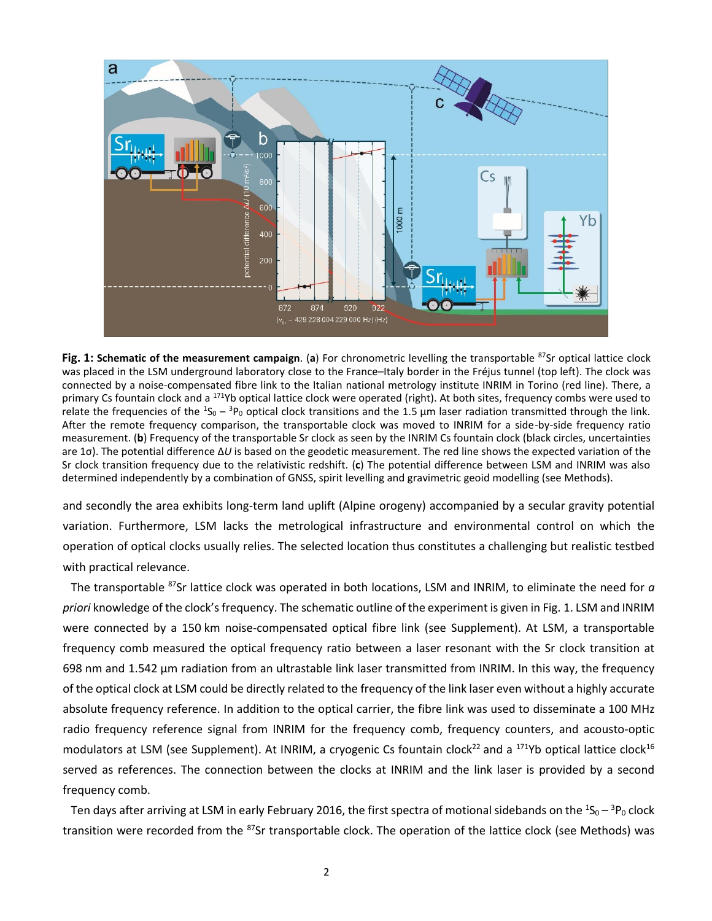**Fig. 1: Schematic of the measurement campaign**. (**a**) For chronometric levelling the transportable $^{87}$Sr optical lattice clock was placed in the LSM underground laboratory close to the France–Italy border in the Fréjus tunnel (top left). The clock was connected by a noise-compensated fibre link to the Italian national metrology institute INRIM in Torino (red line). There, a primary Cs fountain clock and a $^{171}$Yb optical lattice clock were operated (right). At both sites, frequency combs were used to relate the frequencies of the $^1S_0$ – $^3P_0$ optical clock transitions and the 1.5 µm laser radiation transmitted through the link. After the remote frequency comparison, the transportable clock was moved to INRIM for a side-by-side frequency ratio measurement. (**b**) Frequency of the transportable Sr clock as seen by the INRIM Cs fountain clock (black circles, uncertainties are 1σ). The potential difference $\Delta U$ is based on the geodetic measurement. The red line shows the expected variation of the Sr clock transition frequency due to the relativistic redshift. (**c**) The potential difference between LSM and INRIM was also determined independently by a combination of GNSS, spirit levelling and gravimetric geoid modelling (see Methods).

and secondly the area exhibits long-term land uplift (Alpine orogeny) accompanied by a secular gravity potential variation. Furthermore, LSM lacks the metrological infrastructure and environmental control on which the operation of optical clocks usually relies. The selected location thus constitutes a challenging but realistic testbed with practical relevance.

The transportable $^{87}$Sr lattice clock was operated in both locations, LSM and INRIM, to eliminate the need for *a priori* knowledge of the clock's frequency. The schematic outline of the experiment is given in Fig. 1. LSM and INRIM were connected by a 150 km noise-compensated optical fibre link (see Supplement). At LSM, a transportable frequency comb measured the optical frequency ratio between a laser resonant with the Sr clock transition at 698 nm and 1.542 µm radiation from an ultrastable link laser transmitted from INRIM. In this way, the frequency of the optical clock at LSM could be directly related to the frequency of the link laser even without a highly accurate absolute frequency reference. In addition to the optical carrier, the fibre link was used to disseminate a 100 MHz radio frequency reference signal from INRIM for the frequency comb, frequency counters, and acousto-optic modulators at LSM (see Supplement). At INRIM, a cryogenic Cs fountain clock[22] and a $^{171}$Yb optical lattice clock[16] served as references. The connection between the clocks at INRIM and the link laser is provided by a second frequency comb.

Ten days after arriving at LSM in early February 2016, the first spectra of motional sidebands on the $^1S_0$ – $^3P_0$ clock transition were recorded from the $^{87}$Sr transportable clock. The operation of the lattice clock (see Methods) was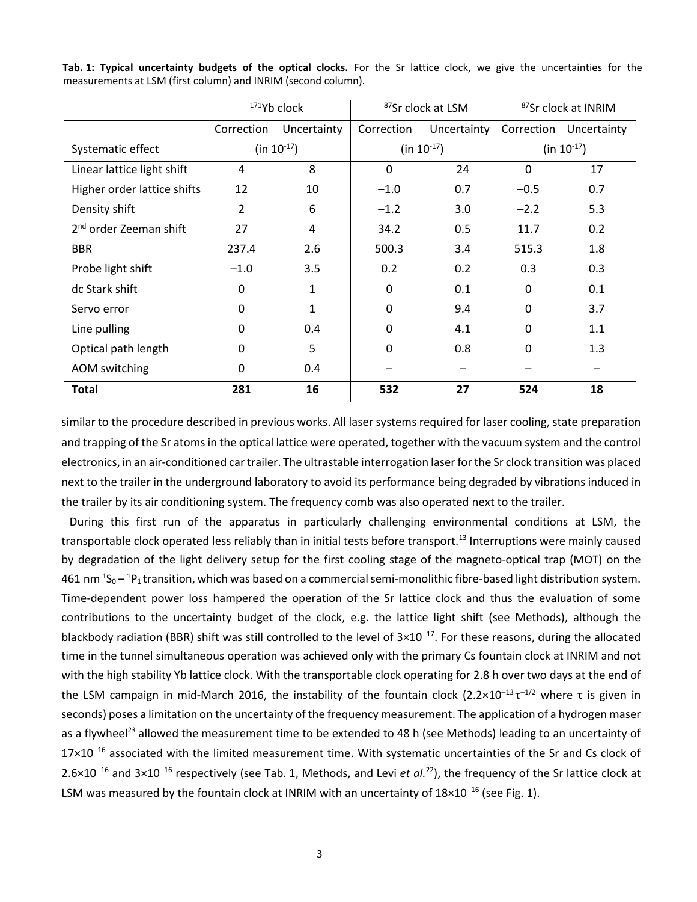**Tab. 1: Typical uncertainty budgets of the optical clocks.** For the Sr lattice clock, we give the uncertainties for the measurements at LSM (first column) and INRIM (second column).

| | $^{171}$Yb clock | | $^{87}$Sr clock at LSM | | $^{87}$Sr clock at INRIM | |
|---|---|---|---|---|---|---|
| | Correction | Uncertainty | Correction | Uncertainty | Correction | Uncertainty |
| Systematic effect | (in $10^{-17}$) | | (in $10^{-17}$) | | (in $10^{-17}$) | |
| Linear lattice light shift | 4 | 8 | 0 | 24 | 0 | 17 |
| Higher order lattice shifts | 12 | 10 | −1.0 | 0.7 | −0.5 | 0.7 |
| Density shift | 2 | 6 | −1.2 | 3.0 | −2.2 | 5.3 |
| 2$^{nd}$ order Zeeman shift | 27 | 4 | 34.2 | 0.5 | 11.7 | 0.2 |
| BBR | 237.4 | 2.6 | 500.3 | 3.4 | 515.3 | 1.8 |
| Probe light shift | −1.0 | 3.5 | 0.2 | 0.2 | 0.3 | 0.3 |
| dc Stark shift | 0 | 1 | 0 | 0.1 | 0 | 0.1 |
| Servo error | 0 | 1 | 0 | 9.4 | 0 | 3.7 |
| Line pulling | 0 | 0.4 | 0 | 4.1 | 0 | 1.1 |
| Optical path length | 0 | 5 | 0 | 0.8 | 0 | 1.3 |
| AOM switching | 0 | 0.4 | – | – | – | – |
| **Total** | **281** | **16** | **532** | **27** | **524** | **18** |

similar to the procedure described in previous works. All laser systems required for laser cooling, state preparation and trapping of the Sr atoms in the optical lattice were operated, together with the vacuum system and the control electronics, in an air-conditioned car trailer. The ultrastable interrogation laser for the Sr clock transition was placed next to the trailer in the underground laboratory to avoid its performance being degraded by vibrations induced in the trailer by its air conditioning system. The frequency comb was also operated next to the trailer.

During this first run of the apparatus in particularly challenging environmental conditions at LSM, the transportable clock operated less reliably than in initial tests before transport.[13] Interruptions were mainly caused by degradation of the light delivery setup for the first cooling stage of the magneto-optical trap (MOT) on the 461 nm $^1S_0 - {}^1P_1$ transition, which was based on a commercial semi-monolithic fibre-based light distribution system. Time-dependent power loss hampered the operation of the Sr lattice clock and thus the evaluation of some contributions to the uncertainty budget of the clock, e.g. the lattice light shift (see Methods), although the blackbody radiation (BBR) shift was still controlled to the level of $3\times10^{-17}$. For these reasons, during the allocated time in the tunnel simultaneous operation was achieved only with the primary Cs fountain clock at INRIM and not with the high stability Yb lattice clock. With the transportable clock operating for 2.8 h over two days at the end of the LSM campaign in mid-March 2016, the instability of the fountain clock ($2.2\times10^{-13}\,\tau^{-1/2}$ where $\tau$ is given in seconds) poses a limitation on the uncertainty of the frequency measurement. The application of a hydrogen maser as a flywheel[23] allowed the measurement time to be extended to 48 h (see Methods) leading to an uncertainty of $17\times10^{-16}$ associated with the limited measurement time. With systematic uncertainties of the Sr and Cs clock of $2.6\times10^{-16}$ and $3\times10^{-16}$ respectively (see Tab. 1, Methods, and Levi *et al.*[22]), the frequency of the Sr lattice clock at LSM was measured by the fountain clock at INRIM with an uncertainty of $18\times10^{-16}$ (see Fig. 1).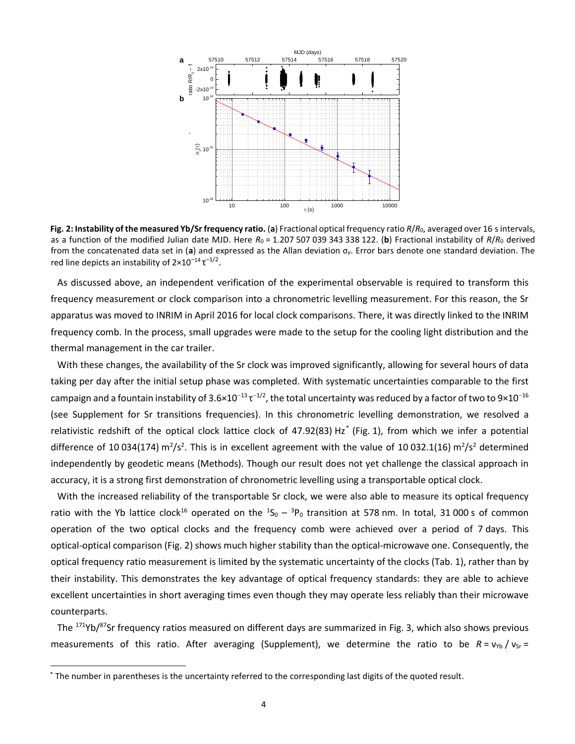**Fig. 2: Instability of the measured Yb/Sr frequency ratio.** (**a**) Fractional optical frequency ratio $R/R_0$, averaged over 16 s intervals, as a function of the modified Julian date MJD. Here $R_0$ = 1.207 507 039 343 338 122. (**b**) Fractional instability of $R/R_0$ derived from the concatenated data set in (**a**) and expressed as the Allan deviation $\sigma_y$. Error bars denote one standard deviation. The red line depicts an instability of $2\times10^{-14}\,\tau^{-1/2}$.

As discussed above, an independent verification of the experimental observable is required to transform this frequency measurement or clock comparison into a chronometric levelling measurement. For this reason, the Sr apparatus was moved to INRIM in April 2016 for local clock comparisons. There, it was directly linked to the INRIM frequency comb. In the process, small upgrades were made to the setup for the cooling light distribution and the thermal management in the car trailer.

With these changes, the availability of the Sr clock was improved significantly, allowing for several hours of data taking per day after the initial setup phase was completed. With systematic uncertainties comparable to the first campaign and a fountain instability of $3.6\times10^{-13}\,\tau^{-1/2}$, the total uncertainty was reduced by a factor of two to $9\times10^{-16}$ (see Supplement for Sr transitions frequencies). In this chronometric levelling demonstration, we resolved a relativistic redshift of the optical clock lattice clock of 47.92(83) Hz* (Fig. 1), from which we infer a potential difference of 10 034(174) m²/s². This is in excellent agreement with the value of 10 032.1(16) m²/s² determined independently by geodetic means (Methods). Though our result does not yet challenge the classical approach in accuracy, it is a strong first demonstration of chronometric levelling using a transportable optical clock.

With the increased reliability of the transportable Sr clock, we were also able to measure its optical frequency ratio with the Yb lattice clock[16] operated on the $^1S_0 - {}^3P_0$ transition at 578 nm. In total, 31 000 s of common operation of the two optical clocks and the frequency comb were achieved over a period of 7 days. This optical-optical comparison (Fig. 2) shows much higher stability than the optical-microwave one. Consequently, the optical frequency ratio measurement is limited by the systematic uncertainty of the clocks (Tab. 1), rather than by their instability. This demonstrates the key advantage of optical frequency standards: they are able to achieve excellent uncertainties in short averaging times even though they may operate less reliably than their microwave counterparts.

The $^{171}$Yb/$^{87}$Sr frequency ratios measured on different days are summarized in Fig. 3, which also shows previous measurements of this ratio. After averaging (Supplement), we determine the ratio to be $R = \nu_{Yb} / \nu_{Sr}$ =

---

* The number in parentheses is the uncertainty referred to the corresponding last digits of the quoted result.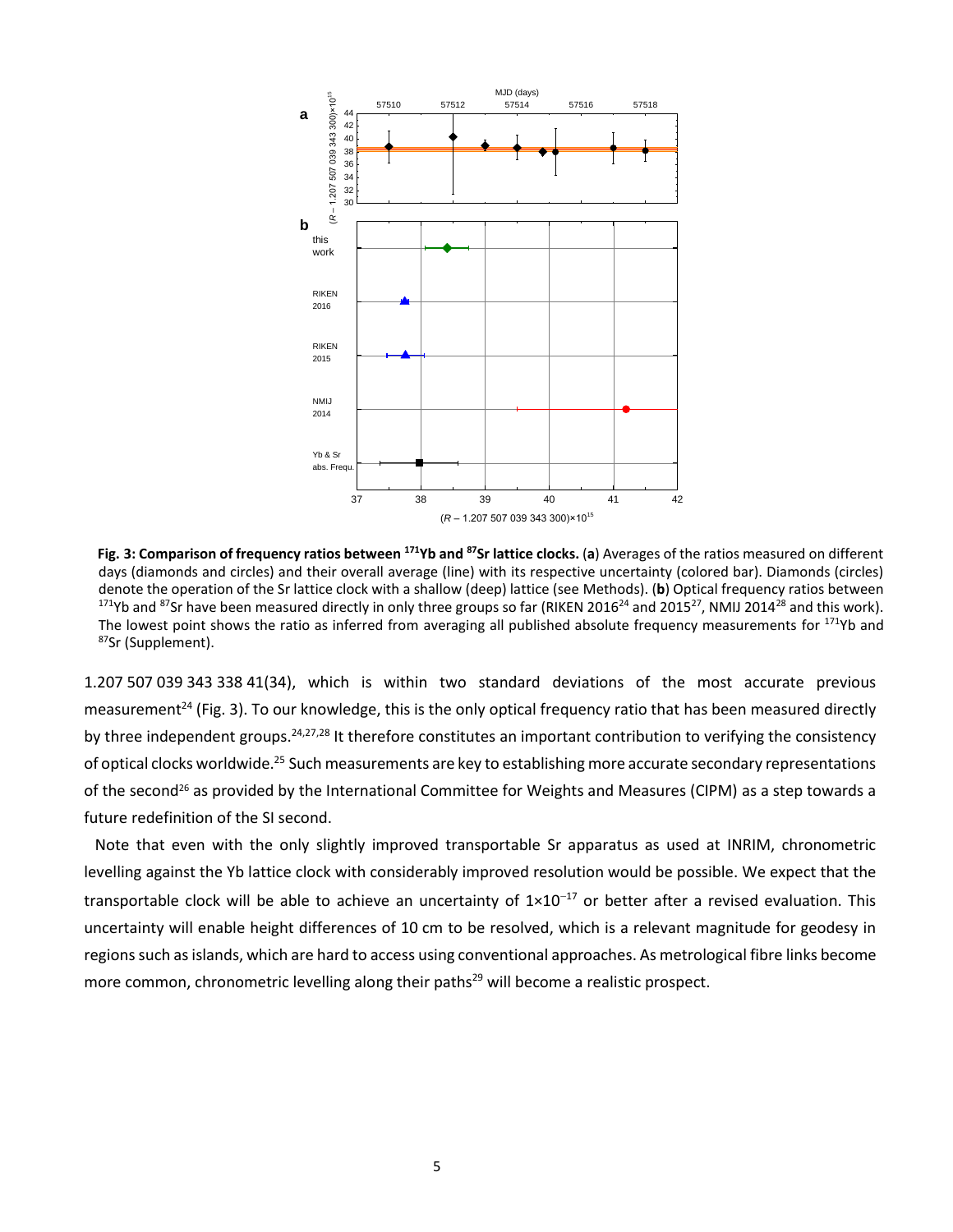**Fig. 3: Comparison of frequency ratios between $^{171}$Yb and $^{87}$Sr lattice clocks.** (**a**) Averages of the ratios measured on different days (diamonds and circles) and their overall average (line) with its respective uncertainty (colored bar). Diamonds (circles) denote the operation of the Sr lattice clock with a shallow (deep) lattice (see Methods). (**b**) Optical frequency ratios between $^{171}$Yb and $^{87}$Sr have been measured directly in only three groups so far (RIKEN 2016[24] and 2015[27], NMIJ 2014[28] and this work). The lowest point shows the ratio as inferred from averaging all published absolute frequency measurements for $^{171}$Yb and $^{87}$Sr (Supplement).

1.207 507 039 343 338 41(34), which is within two standard deviations of the most accurate previous measurement[24] (Fig. 3). To our knowledge, this is the only optical frequency ratio that has been measured directly by three independent groups.[24,27,28] It therefore constitutes an important contribution to verifying the consistency of optical clocks worldwide.[25] Such measurements are key to establishing more accurate secondary representations of the second[26] as provided by the International Committee for Weights and Measures (CIPM) as a step towards a future redefinition of the SI second.

Note that even with the only slightly improved transportable Sr apparatus as used at INRIM, chronometric levelling against the Yb lattice clock with considerably improved resolution would be possible. We expect that the transportable clock will be able to achieve an uncertainty of $1\times10^{-17}$ or better after a revised evaluation. This uncertainty will enable height differences of 10 cm to be resolved, which is a relevant magnitude for geodesy in regions such as islands, which are hard to access using conventional approaches. As metrological fibre links become more common, chronometric levelling along their paths[29] will become a realistic prospect.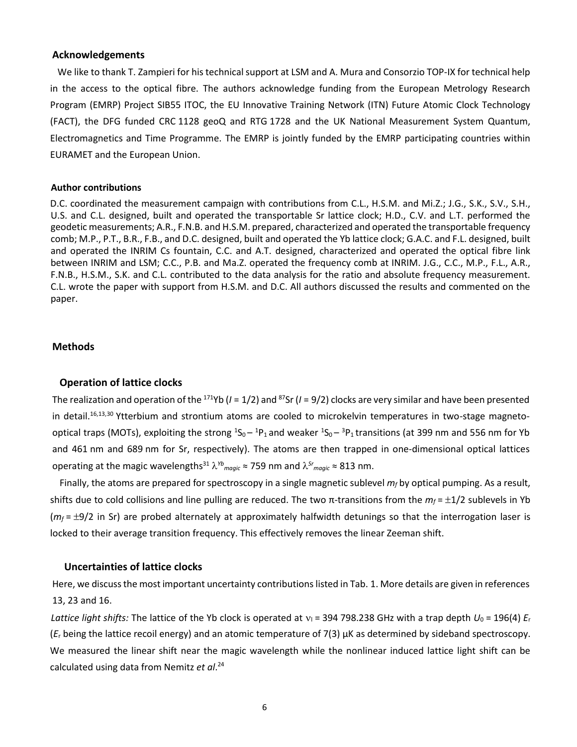## Acknowledgements

We like to thank T. Zampieri for his technical support at LSM and A. Mura and Consorzio TOP-IX for technical help in the access to the optical fibre. The authors acknowledge funding from the European Metrology Research Program (EMRP) Project SIB55 ITOC, the EU Innovative Training Network (ITN) Future Atomic Clock Technology (FACT), the DFG funded CRC 1128 geoQ and RTG 1728 and the UK National Measurement System Quantum, Electromagnetics and Time Programme. The EMRP is jointly funded by the EMRP participating countries within EURAMET and the European Union.

### Author contributions

D.C. coordinated the measurement campaign with contributions from C.L., H.S.M. and Mi.Z.; J.G., S.K., S.V., S.H., U.S. and C.L. designed, built and operated the transportable Sr lattice clock; H.D., C.V. and L.T. performed the geodetic measurements; A.R., F.N.B. and H.S.M. prepared, characterized and operated the transportable frequency comb; M.P., P.T., B.R., F.B., and D.C. designed, built and operated the Yb lattice clock; G.A.C. and F.L. designed, built and operated the INRIM Cs fountain, C.C. and A.T. designed, characterized and operated the optical fibre link between INRIM and LSM; C.C., P.B. and Ma.Z. operated the frequency comb at INRIM. J.G., C.C., M.P., F.L., A.R., F.N.B., H.S.M., S.K. and C.L. contributed to the data analysis for the ratio and absolute frequency measurement. C.L. wrote the paper with support from H.S.M. and D.C. All authors discussed the results and commented on the paper.

## Methods

### Operation of lattice clocks

The realization and operation of the $^{171}$Yb ($I$ = 1/2) and $^{87}$Sr ($I$ = 9/2) clocks are very similar and have been presented in detail.[16,13,30] Ytterbium and strontium atoms are cooled to microkelvin temperatures in two-stage magneto-optical traps (MOTs), exploiting the strong $^1S_0 - {}^1P_1$ and weaker $^1S_0 - {}^3P_1$ transitions (at 399 nm and 556 nm for Yb and 461 nm and 689 nm for Sr, respectively). The atoms are then trapped in one-dimensional optical lattices operating at the magic wavelengths[31] $\lambda^{Yb}_{magic} \approx$ 759 nm and $\lambda^{Sr}_{magic} \approx$ 813 nm.

Finally, the atoms are prepared for spectroscopy in a single magnetic sublevel $m_f$ by optical pumping. As a result, shifts due to cold collisions and line pulling are reduced. The two π-transitions from the $m_f = \pm 1/2$ sublevels in Yb ($m_f = \pm 9/2$ in Sr) are probed alternately at approximately halfwidth detunings so that the interrogation laser is locked to their average transition frequency. This effectively removes the linear Zeeman shift.

### Uncertainties of lattice clocks

Here, we discuss the most important uncertainty contributions listed in Tab. 1. More details are given in references 13, 23 and 16.

*Lattice light shifts:* The lattice of the Yb clock is operated at $\nu_l$ = 394 798.238 GHz with a trap depth $U_0$ = 196(4) $E_r$ ($E_r$ being the lattice recoil energy) and an atomic temperature of 7(3) µK as determined by sideband spectroscopy. We measured the linear shift near the magic wavelength while the nonlinear induced lattice light shift can be calculated using data from Nemitz *et al*.[24]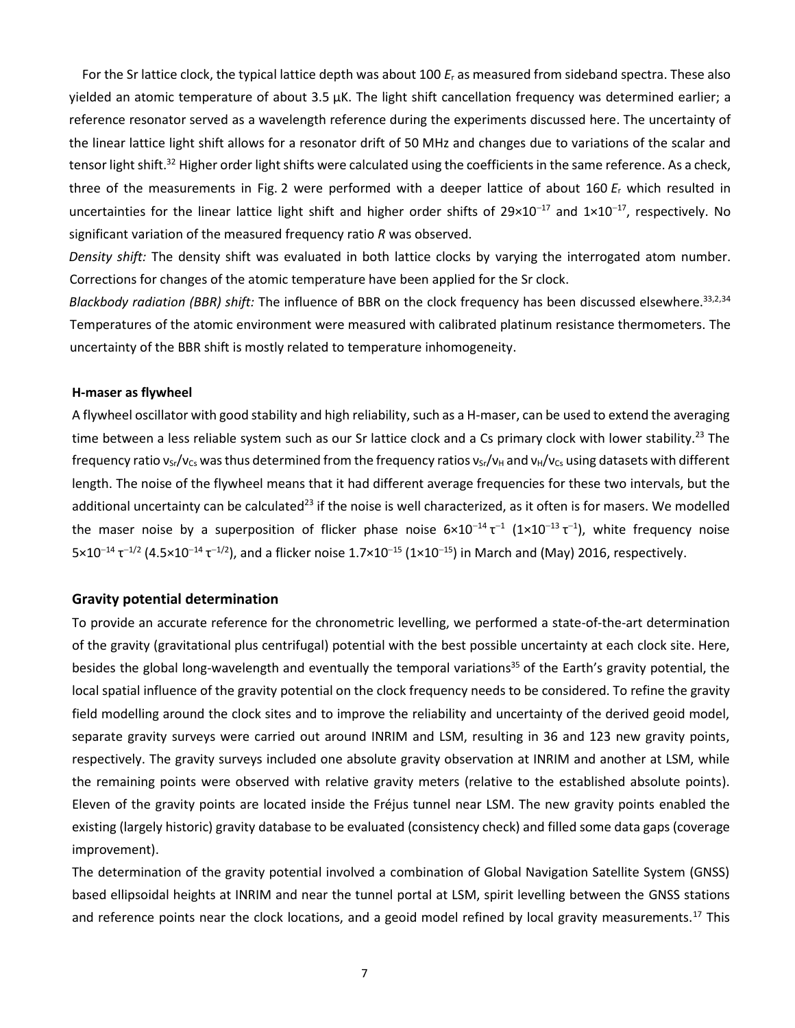For the Sr lattice clock, the typical lattice depth was about 100 $E_r$ as measured from sideband spectra. These also yielded an atomic temperature of about 3.5 µK. The light shift cancellation frequency was determined earlier; a reference resonator served as a wavelength reference during the experiments discussed here. The uncertainty of the linear lattice light shift allows for a resonator drift of 50 MHz and changes due to variations of the scalar and tensor light shift.[32] Higher order light shifts were calculated using the coefficients in the same reference. As a check, three of the measurements in Fig. 2 were performed with a deeper lattice of about 160 $E_r$ which resulted in uncertainties for the linear lattice light shift and higher order shifts of $29\times10^{-17}$ and $1\times10^{-17}$, respectively. No significant variation of the measured frequency ratio $R$ was observed.

*Density shift:* The density shift was evaluated in both lattice clocks by varying the interrogated atom number. Corrections for changes of the atomic temperature have been applied for the Sr clock.

*Blackbody radiation (BBR) shift:* The influence of BBR on the clock frequency has been discussed elsewhere.[33,2,34] Temperatures of the atomic environment were measured with calibrated platinum resistance thermometers. The uncertainty of the BBR shift is mostly related to temperature inhomogeneity.

#### H-maser as flywheel

A flywheel oscillator with good stability and high reliability, such as a H-maser, can be used to extend the averaging time between a less reliable system such as our Sr lattice clock and a Cs primary clock with lower stability.[23] The frequency ratio $\nu_{Sr}/\nu_{Cs}$ was thus determined from the frequency ratios $\nu_{Sr}/\nu_{H}$ and $\nu_{H}/\nu_{Cs}$ using datasets with different length. The noise of the flywheel means that it had different average frequencies for these two intervals, but the additional uncertainty can be calculated[23] if the noise is well characterized, as it often is for masers. We modelled the maser noise by a superposition of flicker phase noise $6\times10^{-14}\,\tau^{-1}$ ($1\times10^{-13}\,\tau^{-1}$), white frequency noise $5\times10^{-14}\,\tau^{-1/2}$ ($4.5\times10^{-14}\,\tau^{-1/2}$), and a flicker noise $1.7\times10^{-15}$ ($1\times10^{-15}$) in March and (May) 2016, respectively.

### Gravity potential determination

To provide an accurate reference for the chronometric levelling, we performed a state-of-the-art determination of the gravity (gravitational plus centrifugal) potential with the best possible uncertainty at each clock site. Here, besides the global long-wavelength and eventually the temporal variations[35] of the Earth's gravity potential, the local spatial influence of the gravity potential on the clock frequency needs to be considered. To refine the gravity field modelling around the clock sites and to improve the reliability and uncertainty of the derived geoid model, separate gravity surveys were carried out around INRIM and LSM, resulting in 36 and 123 new gravity points, respectively. The gravity surveys included one absolute gravity observation at INRIM and another at LSM, while the remaining points were observed with relative gravity meters (relative to the established absolute points). Eleven of the gravity points are located inside the Fréjus tunnel near LSM. The new gravity points enabled the existing (largely historic) gravity database to be evaluated (consistency check) and filled some data gaps (coverage improvement).

The determination of the gravity potential involved a combination of Global Navigation Satellite System (GNSS) based ellipsoidal heights at INRIM and near the tunnel portal at LSM, spirit levelling between the GNSS stations and reference points near the clock locations, and a geoid model refined by local gravity measurements.[17] This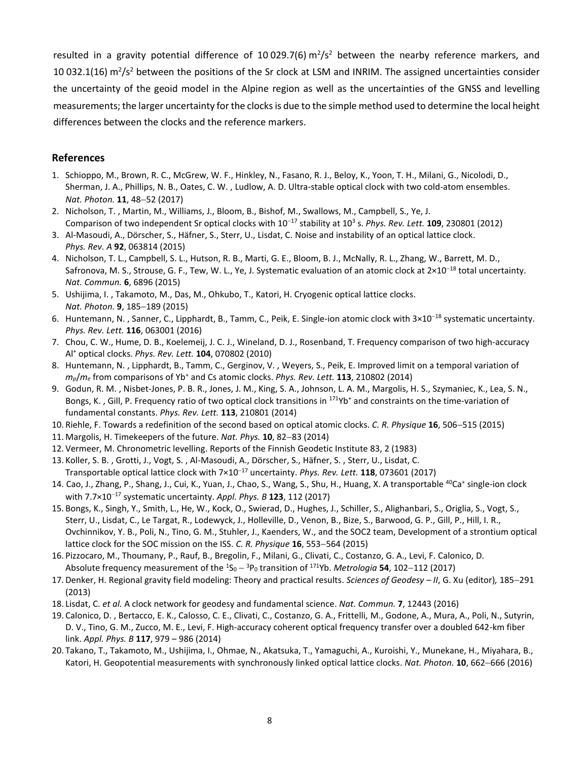resulted in a gravity potential difference of 10 029.7(6) $m^2/s^2$ between the nearby reference markers, and 10 032.1(16) $m^2/s^2$ between the positions of the Sr clock at LSM and INRIM. The assigned uncertainties consider the uncertainty of the geoid model in the Alpine region as well as the uncertainties of the GNSS and levelling measurements; the larger uncertainty for the clocks is due to the simple method used to determine the local height differences between the clocks and the reference markers.

## References

1. Schioppo, M., Brown, R. C., McGrew, W. F., Hinkley, N., Fasano, R. J., Beloy, K., Yoon, T. H., Milani, G., Nicolodi, D., Sherman, J. A., Phillips, N. B., Oates, C. W. , Ludlow, A. D. Ultra-stable optical clock with two cold-atom ensembles. *Nat. Photon.* **11**, 48–52 (2017)
2. Nicholson, T. , Martin, M., Williams, J., Bloom, B., Bishof, M., Swallows, M., Campbell, S., Ye, J. Comparison of two independent Sr optical clocks with $10^{-17}$ stability at $10^3$ s. *Phys. Rev. Lett.* **109**, 230801 (2012)
3. Al-Masoudi, A., Dörscher, S., Häfner, S., Sterr, U., Lisdat, C. Noise and instability of an optical lattice clock. *Phys. Rev. A* **92**, 063814 (2015)
4. Nicholson, T. L., Campbell, S. L., Hutson, R. B., Marti, G. E., Bloom, B. J., McNally, R. L., Zhang, W., Barrett, M. D., Safronova, M. S., Strouse, G. F., Tew, W. L., Ye, J. Systematic evaluation of an atomic clock at $2\times10^{-18}$ total uncertainty. *Nat. Commun.* **6**, 6896 (2015)
5. Ushijima, I. , Takamoto, M., Das, M., Ohkubo, T., Katori, H. Cryogenic optical lattice clocks. *Nat. Photon.* **9**, 185–189 (2015)
6. Huntemann, N. , Sanner, C., Lipphardt, B., Tamm, C., Peik, E. Single-ion atomic clock with $3\times10^{-18}$ systematic uncertainty. *Phys. Rev. Lett.* **116**, 063001 (2016)
7. Chou, C. W., Hume, D. B., Koelemeij, J. C. J., Wineland, D. J., Rosenband, T. Frequency comparison of two high-accuracy $Al^+$ optical clocks. *Phys. Rev. Lett.* **104**, 070802 (2010)
8. Huntemann, N. , Lipphardt, B., Tamm, C., Gerginov, V. , Weyers, S., Peik, E. Improved limit on a temporal variation of $m_p/m_e$ from comparisons of $Yb^+$ and Cs atomic clocks. *Phys. Rev. Lett.* **113**, 210802 (2014)
9. Godun, R. M. , Nisbet-Jones, P. B. R., Jones, J. M., King, S. A., Johnson, L. A. M., Margolis, H. S., Szymaniec, K., Lea, S. N., Bongs, K. , Gill, P. Frequency ratio of two optical clock transitions in $^{171}Yb^+$ and constraints on the time-variation of fundamental constants. *Phys. Rev. Lett.* **113**, 210801 (2014)
10. Riehle, F. Towards a redefinition of the second based on optical atomic clocks. *C. R. Physique* **16**, 506–515 (2015)
11. Margolis, H. Timekeepers of the future. *Nat. Phys.* **10**, 82–83 (2014)
12. Vermeer, M. Chronometric levelling. Reports of the Finnish Geodetic Institute 83, 2 (1983)
13. Koller, S. B. , Grotti, J., Vogt, S. , Al-Masoudi, A., Dörscher, S., Häfner, S. , Sterr, U., Lisdat, C. Transportable optical lattice clock with $7\times10^{-17}$ uncertainty. *Phys. Rev. Lett.* **118**, 073601 (2017)
14. Cao, J., Zhang, P., Shang, J., Cui, K., Yuan, J., Chao, S., Wang, S., Shu, H., Huang, X. A transportable $^{40}Ca^+$ single-ion clock with $7.7\times10^{-17}$ systematic uncertainty. *Appl. Phys. B* **123**, 112 (2017)
15. Bongs, K., Singh, Y., Smith, L., He, W., Kock, O., Swierad, D., Hughes, J., Schiller, S., Alighanbari, S., Origlia, S., Vogt, S., Sterr, U., Lisdat, C., Le Targat, R., Lodewyck, J., Holleville, D., Venon, B., Bize, S., Barwood, G. P., Gill, P., Hill, I. R., Ovchinnikov, Y. B., Poli, N., Tino, G. M., Stuhler, J., Kaenders, W., and the SOC2 team, Development of a strontium optical lattice clock for the SOC mission on the ISS. *C. R. Physique* **16**, 553–564 (2015)
16. Pizzocaro, M., Thoumany, P., Rauf, B., Bregolin, F., Milani, G., Clivati, C., Costanzo, G. A., Levi, F. Calonico, D. Absolute frequency measurement of the $^1S_0 - {}^3P_0$ transition of $^{171}Yb$. *Metrologia* **54**, 102–112 (2017)
17. Denker, H. Regional gravity field modeling: Theory and practical results. *Sciences of Geodesy – II*, G. Xu (editor), 185–291 (2013)
18. Lisdat, C. *et al.* A clock network for geodesy and fundamental science. *Nat. Commun.* **7**, 12443 (2016)
19. Calonico, D. , Bertacco, E. K., Calosso, C. E., Clivati, C., Costanzo, G. A., Frittelli, M., Godone, A., Mura, A., Poli, N., Sutyrin, D. V., Tino, G. M., Zucco, M. E., Levi, F. High-accuracy coherent optical frequency transfer over a doubled 642-km fiber link. *Appl. Phys. B* **117**, 979 – 986 (2014)
20. Takano, T., Takamoto, M., Ushijima, I., Ohmae, N., Akatsuka, T., Yamaguchi, A., Kuroishi, Y., Munekane, H., Miyahara, B., Katori, H. Geopotential measurements with synchronously linked optical lattice clocks. *Nat. Photon.* **10**, 662–666 (2016)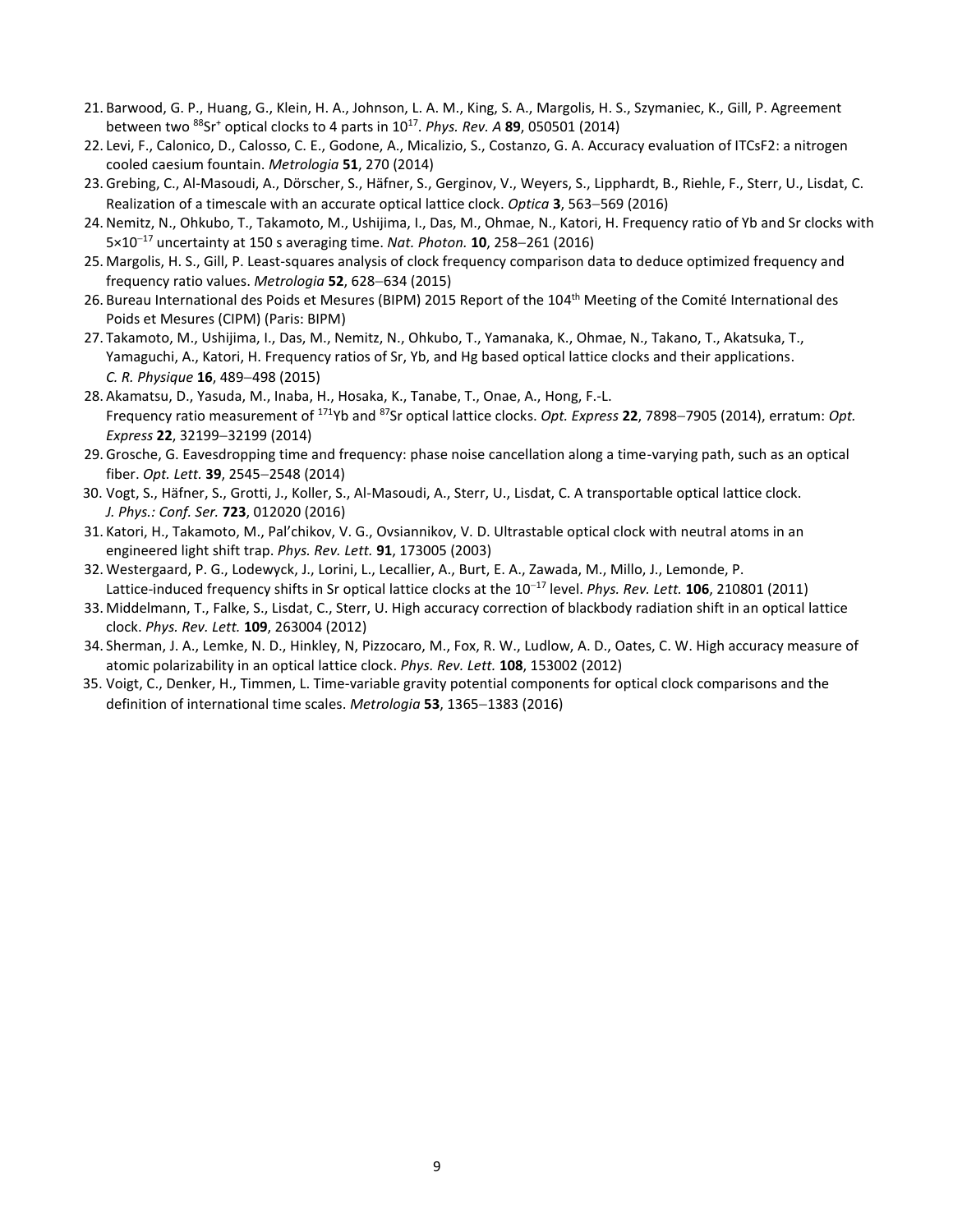21. Barwood, G. P., Huang, G., Klein, H. A., Johnson, L. A. M., King, S. A., Margolis, H. S., Szymaniec, K., Gill, P. Agreement between two $^{88}Sr^{+}$ optical clocks to 4 parts in $10^{17}$. *Phys. Rev. A* **89**, 050501 (2014)
22. Levi, F., Calonico, D., Calosso, C. E., Godone, A., Micalizio, S., Costanzo, G. A. Accuracy evaluation of ITCsF2: a nitrogen cooled caesium fountain. *Metrologia* **51**, 270 (2014)
23. Grebing, C., Al-Masoudi, A., Dörscher, S., Häfner, S., Gerginov, V., Weyers, S., Lipphardt, B., Riehle, F., Sterr, U., Lisdat, C. Realization of a timescale with an accurate optical lattice clock. *Optica* **3**, 563–569 (2016)
24. Nemitz, N., Ohkubo, T., Takamoto, M., Ushijima, I., Das, M., Ohmae, N., Katori, H. Frequency ratio of Yb and Sr clocks with $5\times10^{-17}$ uncertainty at 150 s averaging time. *Nat. Photon.* **10**, 258–261 (2016)
25. Margolis, H. S., Gill, P. Least-squares analysis of clock frequency comparison data to deduce optimized frequency and frequency ratio values. *Metrologia* **52**, 628–634 (2015)
26. Bureau International des Poids et Mesures (BIPM) 2015 Report of the 104th Meeting of the Comité International des Poids et Mesures (CIPM) (Paris: BIPM)
27. Takamoto, M., Ushijima, I., Das, M., Nemitz, N., Ohkubo, T., Yamanaka, K., Ohmae, N., Takano, T., Akatsuka, T., Yamaguchi, A., Katori, H. Frequency ratios of Sr, Yb, and Hg based optical lattice clocks and their applications. *C. R. Physique* **16**, 489–498 (2015)
28. Akamatsu, D., Yasuda, M., Inaba, H., Hosaka, K., Tanabe, T., Onae, A., Hong, F.-L. Frequency ratio measurement of $^{171}Yb$ and $^{87}Sr$ optical lattice clocks. *Opt. Express* **22**, 7898–7905 (2014), erratum: *Opt. Express* **22**, 32199–32199 (2014)
29. Grosche, G. Eavesdropping time and frequency: phase noise cancellation along a time-varying path, such as an optical fiber. *Opt. Lett.* **39**, 2545–2548 (2014)
30. Vogt, S., Häfner, S., Grotti, J., Koller, S., Al-Masoudi, A., Sterr, U., Lisdat, C. A transportable optical lattice clock. *J. Phys.: Conf. Ser.* **723**, 012020 (2016)
31. Katori, H., Takamoto, M., Pal'chikov, V. G., Ovsiannikov, V. D. Ultrastable optical clock with neutral atoms in an engineered light shift trap. *Phys. Rev. Lett.* **91**, 173005 (2003)
32. Westergaard, P. G., Lodewyck, J., Lorini, L., Lecallier, A., Burt, E. A., Zawada, M., Millo, J., Lemonde, P. Lattice-induced frequency shifts in Sr optical lattice clocks at the $10^{-17}$ level. *Phys. Rev. Lett.* **106**, 210801 (2011)
33. Middelmann, T., Falke, S., Lisdat, C., Sterr, U. High accuracy correction of blackbody radiation shift in an optical lattice clock. *Phys. Rev. Lett.* **109**, 263004 (2012)
34. Sherman, J. A., Lemke, N. D., Hinkley, N, Pizzocaro, M., Fox, R. W., Ludlow, A. D., Oates, C. W. High accuracy measure of atomic polarizability in an optical lattice clock. *Phys. Rev. Lett.* **108**, 153002 (2012)
35. Voigt, C., Denker, H., Timmen, L. Time-variable gravity potential components for optical clock comparisons and the definition of international time scales. *Metrologia* **53**, 1365–1383 (2016)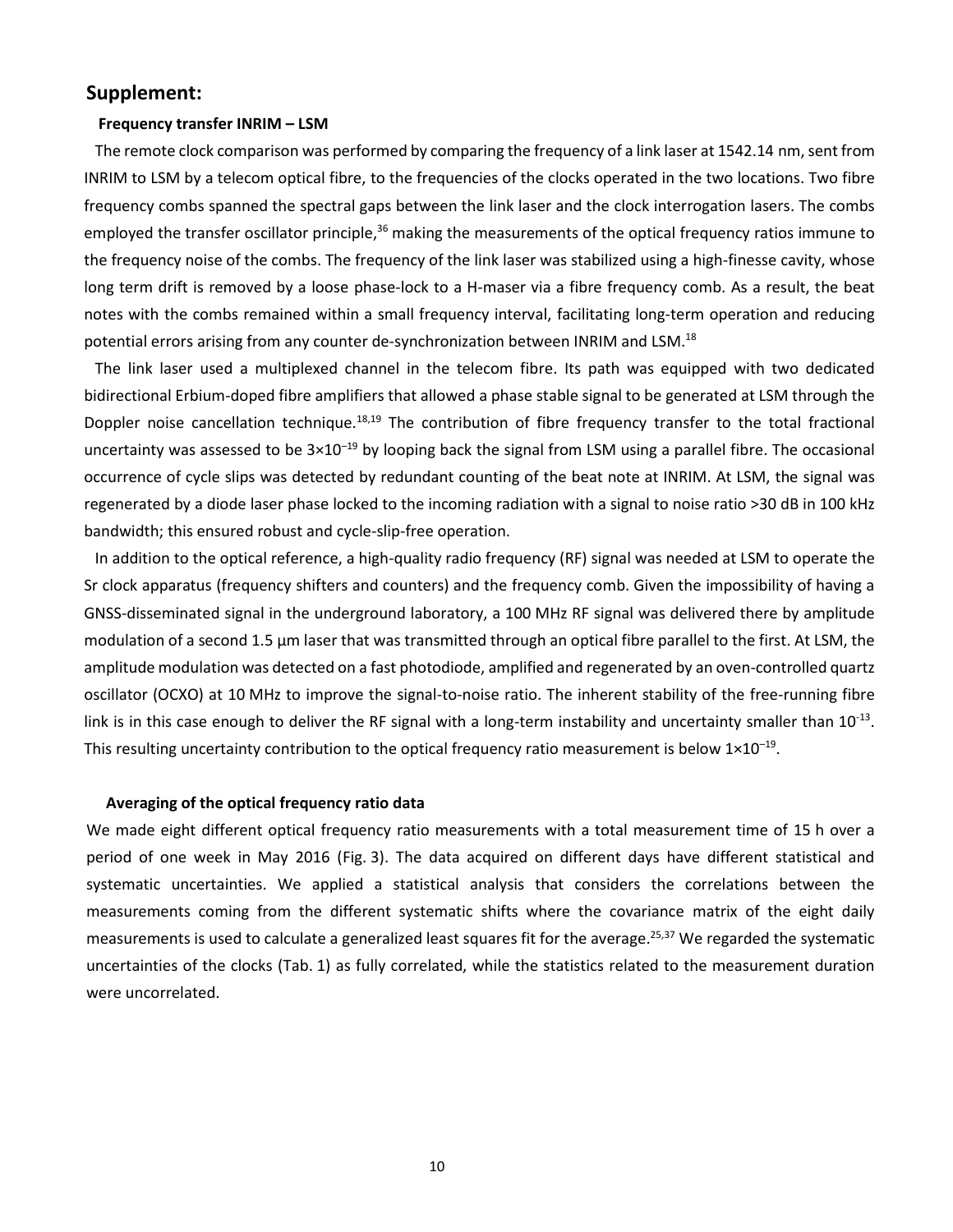## Supplement:

### Frequency transfer INRIM – LSM

The remote clock comparison was performed by comparing the frequency of a link laser at 1542.14 nm, sent from INRIM to LSM by a telecom optical fibre, to the frequencies of the clocks operated in the two locations. Two fibre frequency combs spanned the spectral gaps between the link laser and the clock interrogation lasers. The combs employed the transfer oscillator principle,[36] making the measurements of the optical frequency ratios immune to the frequency noise of the combs. The frequency of the link laser was stabilized using a high-finesse cavity, whose long term drift is removed by a loose phase-lock to a H-maser via a fibre frequency comb. As a result, the beat notes with the combs remained within a small frequency interval, facilitating long-term operation and reducing potential errors arising from any counter de-synchronization between INRIM and LSM.[18]

The link laser used a multiplexed channel in the telecom fibre. Its path was equipped with two dedicated bidirectional Erbium-doped fibre amplifiers that allowed a phase stable signal to be generated at LSM through the Doppler noise cancellation technique.[18,19] The contribution of fibre frequency transfer to the total fractional uncertainty was assessed to be $3\times10^{-19}$ by looping back the signal from LSM using a parallel fibre. The occasional occurrence of cycle slips was detected by redundant counting of the beat note at INRIM. At LSM, the signal was regenerated by a diode laser phase locked to the incoming radiation with a signal to noise ratio >30 dB in 100 kHz bandwidth; this ensured robust and cycle-slip-free operation.

In addition to the optical reference, a high-quality radio frequency (RF) signal was needed at LSM to operate the Sr clock apparatus (frequency shifters and counters) and the frequency comb. Given the impossibility of having a GNSS-disseminated signal in the underground laboratory, a 100 MHz RF signal was delivered there by amplitude modulation of a second 1.5 µm laser that was transmitted through an optical fibre parallel to the first. At LSM, the amplitude modulation was detected on a fast photodiode, amplified and regenerated by an oven-controlled quartz oscillator (OCXO) at 10 MHz to improve the signal-to-noise ratio. The inherent stability of the free-running fibre link is in this case enough to deliver the RF signal with a long-term instability and uncertainty smaller than $10^{-13}$. This resulting uncertainty contribution to the optical frequency ratio measurement is below $1\times10^{-19}$.

### Averaging of the optical frequency ratio data

We made eight different optical frequency ratio measurements with a total measurement time of 15 h over a period of one week in May 2016 (Fig. 3). The data acquired on different days have different statistical and systematic uncertainties. We applied a statistical analysis that considers the correlations between the measurements coming from the different systematic shifts where the covariance matrix of the eight daily measurements is used to calculate a generalized least squares fit for the average.[25,37] We regarded the systematic uncertainties of the clocks (Tab. 1) as fully correlated, while the statistics related to the measurement duration were uncorrelated.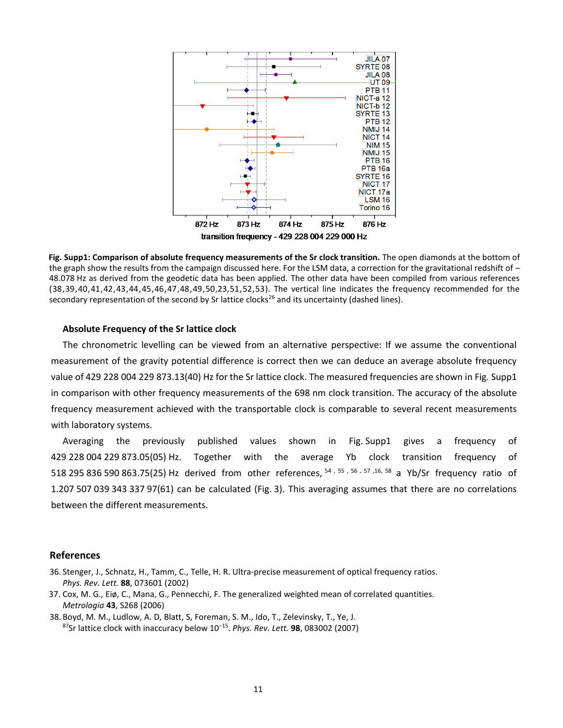Fig. Supp1: Comparison of absolute frequency measurements of the Sr clock transition. The open diamonds at the bottom of the graph show the results from the campaign discussed here. For the LSM data, a correction for the gravitational redshift of –48.078 Hz as derived from the geodetic data has been applied. The other data have been compiled from various references (38,39,40,41,42,43,44,45,46,47,48,49,50,23,51,52,53). The vertical line indicates the frequency recommended for the secondary representation of the second by Sr lattice clocks[26] and its uncertainty (dashed lines).

### Absolute Frequency of the Sr lattice clock

The chronometric levelling can be viewed from an alternative perspective: If we assume the conventional measurement of the gravity potential difference is correct then we can deduce an average absolute frequency value of 429 228 004 229 873.13(40) Hz for the Sr lattice clock. The measured frequencies are shown in Fig. Supp1 in comparison with other frequency measurements of the 698 nm clock transition. The accuracy of the absolute frequency measurement achieved with the transportable clock is comparable to several recent measurements with laboratory systems.

Averaging the previously published values shown in Fig. Supp1 gives a frequency of 429 228 004 229 873.05(05) Hz. Together with the average Yb clock transition frequency of 518 295 836 590 863.75(25) Hz derived from other references, [54, 55, 56, 57, 16, 58] a Yb/Sr frequency ratio of 1.207 507 039 343 337 97(61) can be calculated (Fig. 3). This averaging assumes that there are no correlations between the different measurements.

## References

36. Stenger, J., Schnatz, H., Tamm, C., Telle, H. R. Ultra-precise measurement of optical frequency ratios. *Phys. Rev. Lett.* **88**, 073601 (2002)
37. Cox, M. G., Eiø, C., Mana, G., Pennecchi, F. The generalized weighted mean of correlated quantities. *Metrologia* **43**, S268 (2006)
38. Boyd, M. M., Ludlow, A. D, Blatt, S, Foreman, S. M., Ido, T., Zelevinsky, T., Ye, J. $^{87}$Sr lattice clock with inaccuracy below $10^{-15}$. *Phys. Rev. Lett.* **98**, 083002 (2007)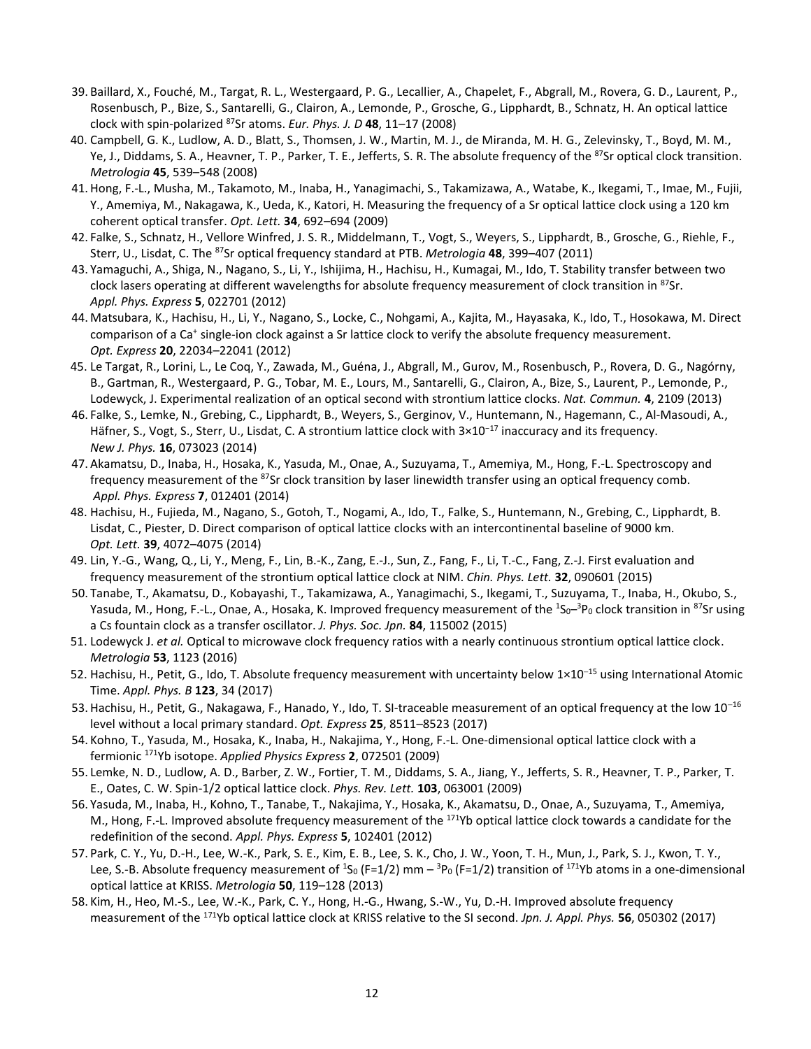39. Baillard, X., Fouché, M., Targat, R. L., Westergaard, P. G., Lecallier, A., Chapelet, F., Abgrall, M., Rovera, G. D., Laurent, P., Rosenbusch, P., Bize, S., Santarelli, G., Clairon, A., Lemonde, P., Grosche, G., Lipphardt, B., Schnatz, H. An optical lattice clock with spin-polarized $^{87}$Sr atoms. *Eur. Phys. J. D* **48**, 11–17 (2008)
40. Campbell, G. K., Ludlow, A. D., Blatt, S., Thomsen, J. W., Martin, M. J., de Miranda, M. H. G., Zelevinsky, T., Boyd, M. M., Ye, J., Diddams, S. A., Heavner, T. P., Parker, T. E., Jefferts, S. R. The absolute frequency of the $^{87}$Sr optical clock transition. *Metrologia* **45**, 539–548 (2008)
41. Hong, F.-L., Musha, M., Takamoto, M., Inaba, H., Yanagimachi, S., Takamizawa, A., Watabe, K., Ikegami, T., Imae, M., Fujii, Y., Amemiya, M., Nakagawa, K., Ueda, K., Katori, H. Measuring the frequency of a Sr optical lattice clock using a 120 km coherent optical transfer. *Opt. Lett.* **34**, 692–694 (2009)
42. Falke, S., Schnatz, H., Vellore Winfred, J. S. R., Middelmann, T., Vogt, S., Weyers, S., Lipphardt, B., Grosche, G., Riehle, F., Sterr, U., Lisdat, C. The $^{87}$Sr optical frequency standard at PTB. *Metrologia* **48**, 399–407 (2011)
43. Yamaguchi, A., Shiga, N., Nagano, S., Li, Y., Ishijima, H., Hachisu, H., Kumagai, M., Ido, T. Stability transfer between two clock lasers operating at different wavelengths for absolute frequency measurement of clock transition in $^{87}$Sr. *Appl. Phys. Express* **5**, 022701 (2012)
44. Matsubara, K., Hachisu, H., Li, Y., Nagano, S., Locke, C., Nohgami, A., Kajita, M., Hayasaka, K., Ido, T., Hosokawa, M. Direct comparison of a $Ca^{+}$ single-ion clock against a Sr lattice clock to verify the absolute frequency measurement. *Opt. Express* **20**, 22034–22041 (2012)
45. Le Targat, R., Lorini, L., Le Coq, Y., Zawada, M., Guéna, J., Abgrall, M., Gurov, M., Rosenbusch, P., Rovera, D. G., Nagórny, B., Gartman, R., Westergaard, P. G., Tobar, M. E., Lours, M., Santarelli, G., Clairon, A., Bize, S., Laurent, P., Lemonde, P., Lodewyck, J. Experimental realization of an optical second with strontium lattice clocks. *Nat. Commun.* **4**, 2109 (2013)
46. Falke, S., Lemke, N., Grebing, C., Lipphardt, B., Weyers, S., Gerginov, V., Huntemann, N., Hagemann, C., Al-Masoudi, A., Häfner, S., Vogt, S., Sterr, U., Lisdat, C. A strontium lattice clock with $3\times10^{-17}$ inaccuracy and its frequency. *New J. Phys.* **16**, 073023 (2014)
47. Akamatsu, D., Inaba, H., Hosaka, K., Yasuda, M., Onae, A., Suzuyama, T., Amemiya, M., Hong, F.-L. Spectroscopy and frequency measurement of the $^{87}$Sr clock transition by laser linewidth transfer using an optical frequency comb. *Appl. Phys. Express* **7**, 012401 (2014)
48. Hachisu, H., Fujieda, M., Nagano, S., Gotoh, T., Nogami, A., Ido, T., Falke, S., Huntemann, N., Grebing, C., Lipphardt, B. Lisdat, C., Piester, D. Direct comparison of optical lattice clocks with an intercontinental baseline of 9000 km. *Opt. Lett.* **39**, 4072–4075 (2014)
49. Lin, Y.-G., Wang, Q., Li, Y., Meng, F., Lin, B.-K., Zang, E.-J., Sun, Z., Fang, F., Li, T.-C., Fang, Z.-J. First evaluation and frequency measurement of the strontium optical lattice clock at NIM. *Chin. Phys. Lett.* **32**, 090601 (2015)
50. Tanabe, T., Akamatsu, D., Kobayashi, T., Takamizawa, A., Yanagimachi, S., Ikegami, T., Suzuyama, T., Inaba, H., Okubo, S., Yasuda, M., Hong, F.-L., Onae, A., Hosaka, K. Improved frequency measurement of the $^1S_0$–$^3P_0$ clock transition in $^{87}$Sr using a Cs fountain clock as a transfer oscillator. *J. Phys. Soc. Jpn.* **84**, 115002 (2015)
51. Lodewyck J. *et al.* Optical to microwave clock frequency ratios with a nearly continuous strontium optical lattice clock. *Metrologia* **53**, 1123 (2016)
52. Hachisu, H., Petit, G., Ido, T. Absolute frequency measurement with uncertainty below $1\times10^{-15}$ using International Atomic Time. *Appl. Phys. B* **123**, 34 (2017)
53. Hachisu, H., Petit, G., Nakagawa, F., Hanado, Y., Ido, T. SI-traceable measurement of an optical frequency at the low $10^{-16}$ level without a local primary standard. *Opt. Express* **25**, 8511–8523 (2017)
54. Kohno, T., Yasuda, M., Hosaka, K., Inaba, H., Nakajima, Y., Hong, F.-L. One-dimensional optical lattice clock with a fermionic $^{171}$Yb isotope. *Applied Physics Express* **2**, 072501 (2009)
55. Lemke, N. D., Ludlow, A. D., Barber, Z. W., Fortier, T. M., Diddams, S. A., Jiang, Y., Jefferts, S. R., Heavner, T. P., Parker, T. E., Oates, C. W. Spin-1/2 optical lattice clock. *Phys. Rev. Lett.* **103**, 063001 (2009)
56. Yasuda, M., Inaba, H., Kohno, T., Tanabe, T., Nakajima, Y., Hosaka, K., Akamatsu, D., Onae, A., Suzuyama, T., Amemiya, M., Hong, F.-L. Improved absolute frequency measurement of the $^{171}$Yb optical lattice clock towards a candidate for the redefinition of the second. *Appl. Phys. Express* **5**, 102401 (2012)
57. Park, C. Y., Yu, D.-H., Lee, W.-K., Park, S. E., Kim, E. B., Lee, S. K., Cho, J. W., Yoon, T. H., Mun, J., Park, S. J., Kwon, T. Y., Lee, S.-B. Absolute frequency measurement of $^1S_0$ (F=1/2) mm – $^3P_0$ (F=1/2) transition of $^{171}$Yb atoms in a one-dimensional optical lattice at KRISS. *Metrologia* **50**, 119–128 (2013)
58. Kim, H., Heo, M.-S., Lee, W.-K., Park, C. Y., Hong, H.-G., Hwang, S.-W., Yu, D.-H. Improved absolute frequency measurement of the $^{171}$Yb optical lattice clock at KRISS relative to the SI second. *Jpn. J. Appl. Phys.* **56**, 050302 (2017)